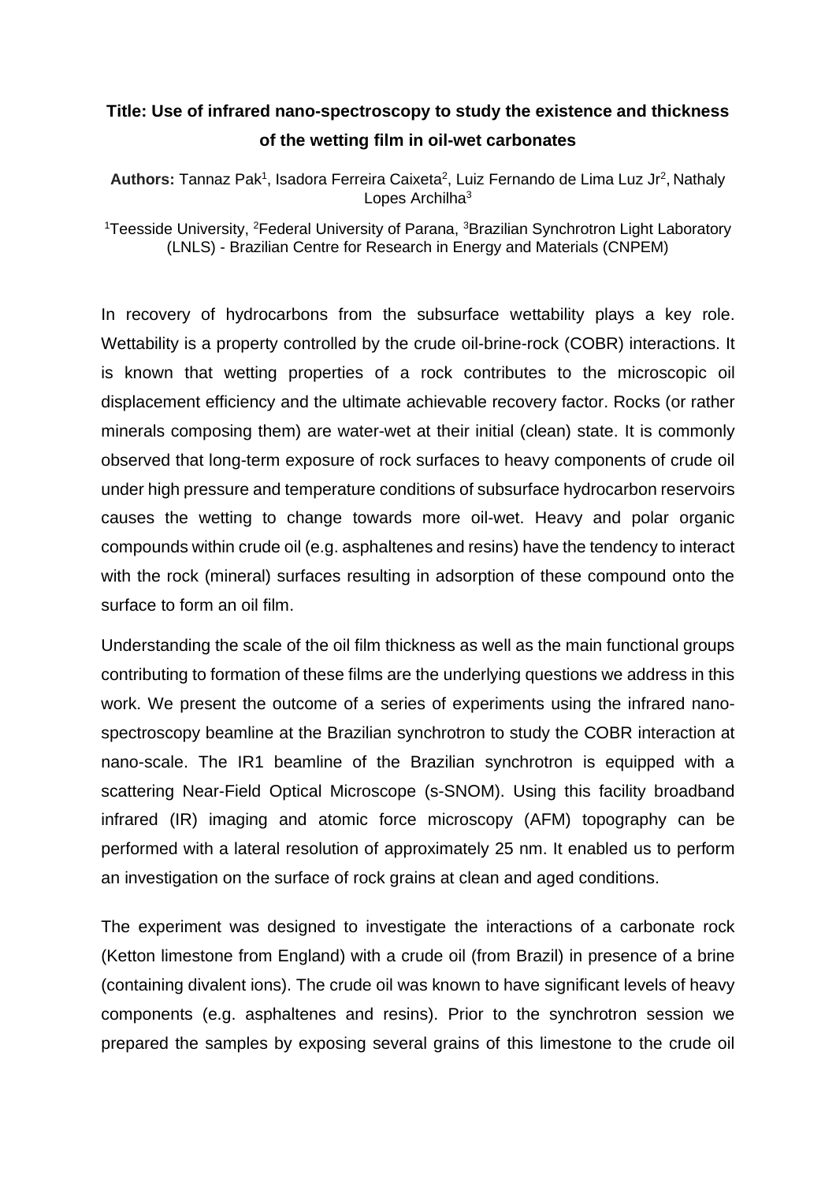**Title: Use of infrared nano-spectroscopy to study the existence and thickness of the wetting film in oil-wet carbonates**

**Authors:** Tannaz Pak[1], Isadora Ferreira Caixeta[2], Luiz Fernando de Lima Luz Jr[2], Nathaly Lopes Archilha[3]

[1]Teesside University, [2]Federal University of Parana, [3]Brazilian Synchrotron Light Laboratory (LNLS) - Brazilian Centre for Research in Energy and Materials (CNPEM)

In recovery of hydrocarbons from the subsurface wettability plays a key role. Wettability is a property controlled by the crude oil-brine-rock (COBR) interactions. It is known that wetting properties of a rock contributes to the microscopic oil displacement efficiency and the ultimate achievable recovery factor. Rocks (or rather minerals composing them) are water-wet at their initial (clean) state. It is commonly observed that long-term exposure of rock surfaces to heavy components of crude oil under high pressure and temperature conditions of subsurface hydrocarbon reservoirs causes the wetting to change towards more oil-wet. Heavy and polar organic compounds within crude oil (e.g. asphaltenes and resins) have the tendency to interact with the rock (mineral) surfaces resulting in adsorption of these compound onto the surface to form an oil film.

Understanding the scale of the oil film thickness as well as the main functional groups contributing to formation of these films are the underlying questions we address in this work. We present the outcome of a series of experiments using the infrared nano-spectroscopy beamline at the Brazilian synchrotron to study the COBR interaction at nano-scale. The IR1 beamline of the Brazilian synchrotron is equipped with a scattering Near-Field Optical Microscope (s-SNOM). Using this facility broadband infrared (IR) imaging and atomic force microscopy (AFM) topography can be performed with a lateral resolution of approximately 25 nm. It enabled us to perform an investigation on the surface of rock grains at clean and aged conditions.

The experiment was designed to investigate the interactions of a carbonate rock (Ketton limestone from England) with a crude oil (from Brazil) in presence of a brine (containing divalent ions). The crude oil was known to have significant levels of heavy components (e.g. asphaltenes and resins). Prior to the synchrotron session we prepared the samples by exposing several grains of this limestone to the crude oil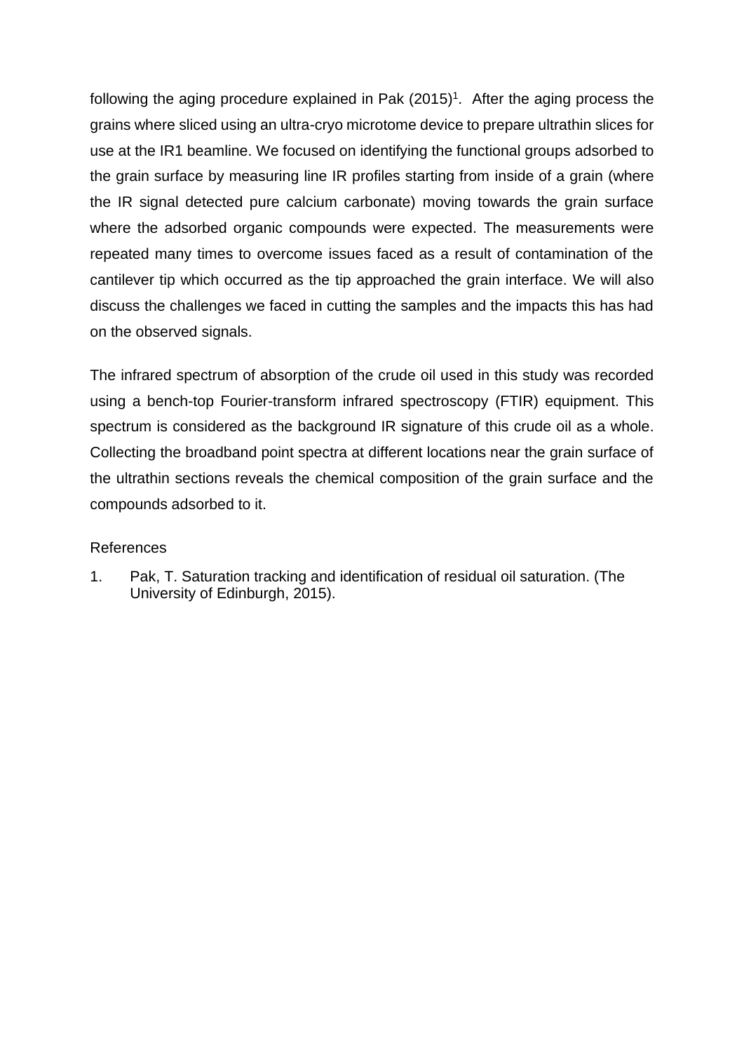following the aging procedure explained in Pak (2015)[1]. After the aging process the grains where sliced using an ultra-cryo microtome device to prepare ultrathin slices for use at the IR1 beamline. We focused on identifying the functional groups adsorbed to the grain surface by measuring line IR profiles starting from inside of a grain (where the IR signal detected pure calcium carbonate) moving towards the grain surface where the adsorbed organic compounds were expected. The measurements were repeated many times to overcome issues faced as a result of contamination of the cantilever tip which occurred as the tip approached the grain interface. We will also discuss the challenges we faced in cutting the samples and the impacts this has had on the observed signals.

The infrared spectrum of absorption of the crude oil used in this study was recorded using a bench-top Fourier-transform infrared spectroscopy (FTIR) equipment. This spectrum is considered as the background IR signature of this crude oil as a whole. Collecting the broadband point spectra at different locations near the grain surface of the ultrathin sections reveals the chemical composition of the grain surface and the compounds adsorbed to it.

References

1. Pak, T. Saturation tracking and identification of residual oil saturation. (The University of Edinburgh, 2015).